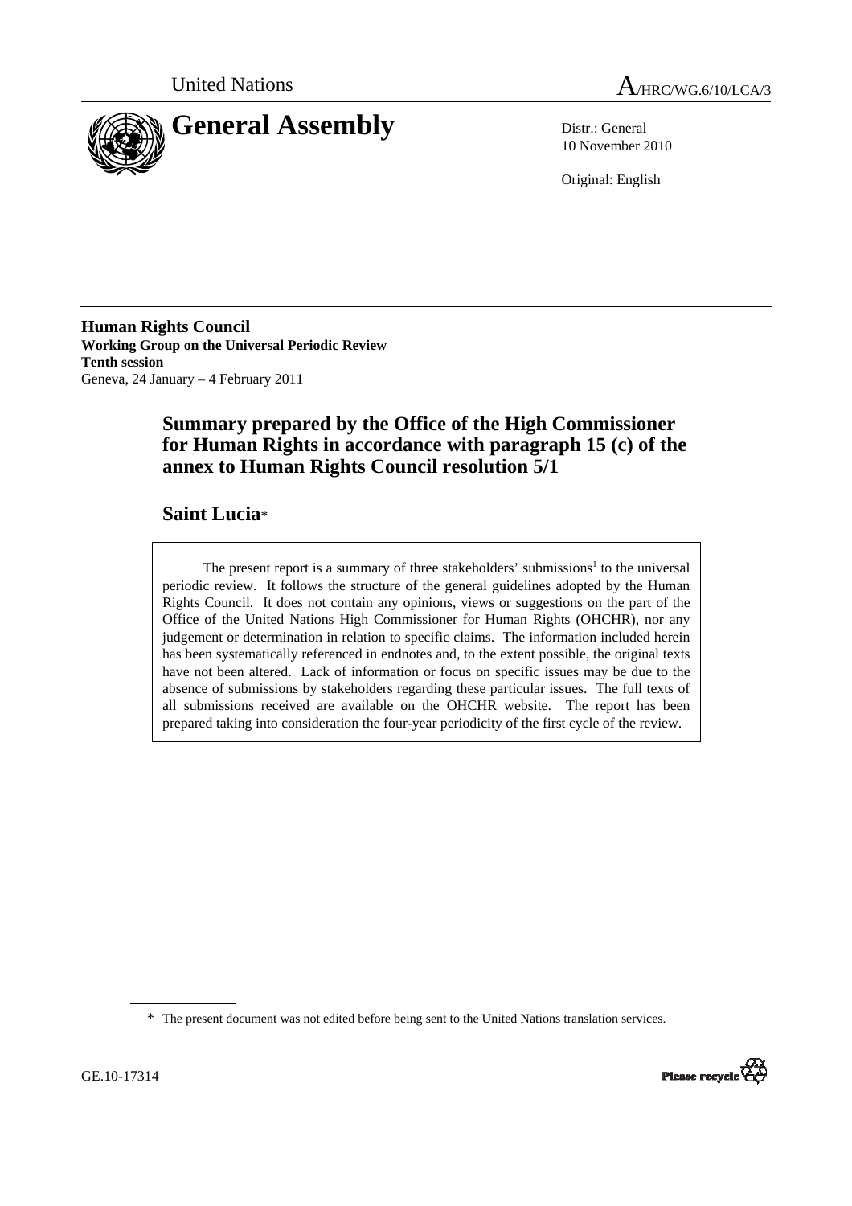United Nations

# A/HRC/WG.6/10/LCA/3

# General Assembly

Distr.: General
10 November 2010

Original: English

**Human Rights Council**
**Working Group on the Universal Periodic Review**
**Tenth session**
Geneva, 24 January – 4 February 2011

## Summary prepared by the Office of the High Commissioner for Human Rights in accordance with paragraph 15 (c) of the annex to Human Rights Council resolution 5/1

## Saint Lucia*

The present report is a summary of three stakeholders' submissions[1] to the universal periodic review. It follows the structure of the general guidelines adopted by the Human Rights Council. It does not contain any opinions, views or suggestions on the part of the Office of the United Nations High Commissioner for Human Rights (OHCHR), nor any judgement or determination in relation to specific claims. The information included herein has been systematically referenced in endnotes and, to the extent possible, the original texts have not been altered. Lack of information or focus on specific issues may be due to the absence of submissions by stakeholders regarding these particular issues. The full texts of all submissions received are available on the OHCHR website. The report has been prepared taking into consideration the four-year periodicity of the first cycle of the review.

\* The present document was not edited before being sent to the United Nations translation services.

GE.10-17314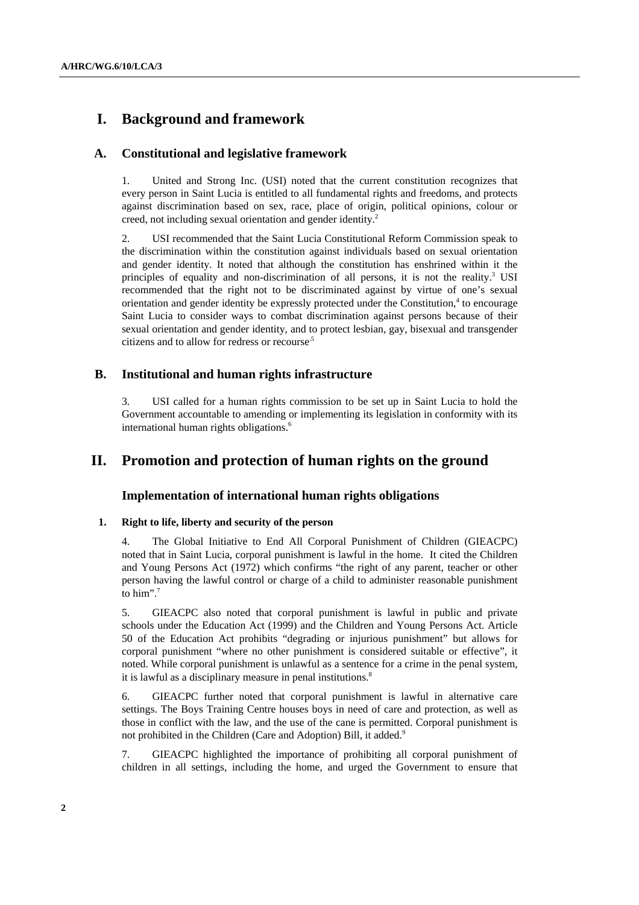# I. Background and framework

## A. Constitutional and legislative framework

1. United and Strong Inc. (USI) noted that the current constitution recognizes that every person in Saint Lucia is entitled to all fundamental rights and freedoms, and protects against discrimination based on sex, race, place of origin, political opinions, colour or creed, not including sexual orientation and gender identity.[2]

2. USI recommended that the Saint Lucia Constitutional Reform Commission speak to the discrimination within the constitution against individuals based on sexual orientation and gender identity. It noted that although the constitution has enshrined within it the principles of equality and non-discrimination of all persons, it is not the reality.[3] USI recommended that the right not to be discriminated against by virtue of one's sexual orientation and gender identity be expressly protected under the Constitution,[4] to encourage Saint Lucia to consider ways to combat discrimination against persons because of their sexual orientation and gender identity, and to protect lesbian, gay, bisexual and transgender citizens and to allow for redress or recourse.[5]

## B. Institutional and human rights infrastructure

3. USI called for a human rights commission to be set up in Saint Lucia to hold the Government accountable to amending or implementing its legislation in conformity with its international human rights obligations.[6]

# II. Promotion and protection of human rights on the ground

## Implementation of international human rights obligations

### 1. Right to life, liberty and security of the person

4. The Global Initiative to End All Corporal Punishment of Children (GIEACPC) noted that in Saint Lucia, corporal punishment is lawful in the home. It cited the Children and Young Persons Act (1972) which confirms "the right of any parent, teacher or other person having the lawful control or charge of a child to administer reasonable punishment to him".[7]

5. GIEACPC also noted that corporal punishment is lawful in public and private schools under the Education Act (1999) and the Children and Young Persons Act. Article 50 of the Education Act prohibits "degrading or injurious punishment" but allows for corporal punishment "where no other punishment is considered suitable or effective", it noted. While corporal punishment is unlawful as a sentence for a crime in the penal system, it is lawful as a disciplinary measure in penal institutions.[8]

6. GIEACPC further noted that corporal punishment is lawful in alternative care settings. The Boys Training Centre houses boys in need of care and protection, as well as those in conflict with the law, and the use of the cane is permitted. Corporal punishment is not prohibited in the Children (Care and Adoption) Bill, it added.[9]

7. GIEACPC highlighted the importance of prohibiting all corporal punishment of children in all settings, including the home, and urged the Government to ensure that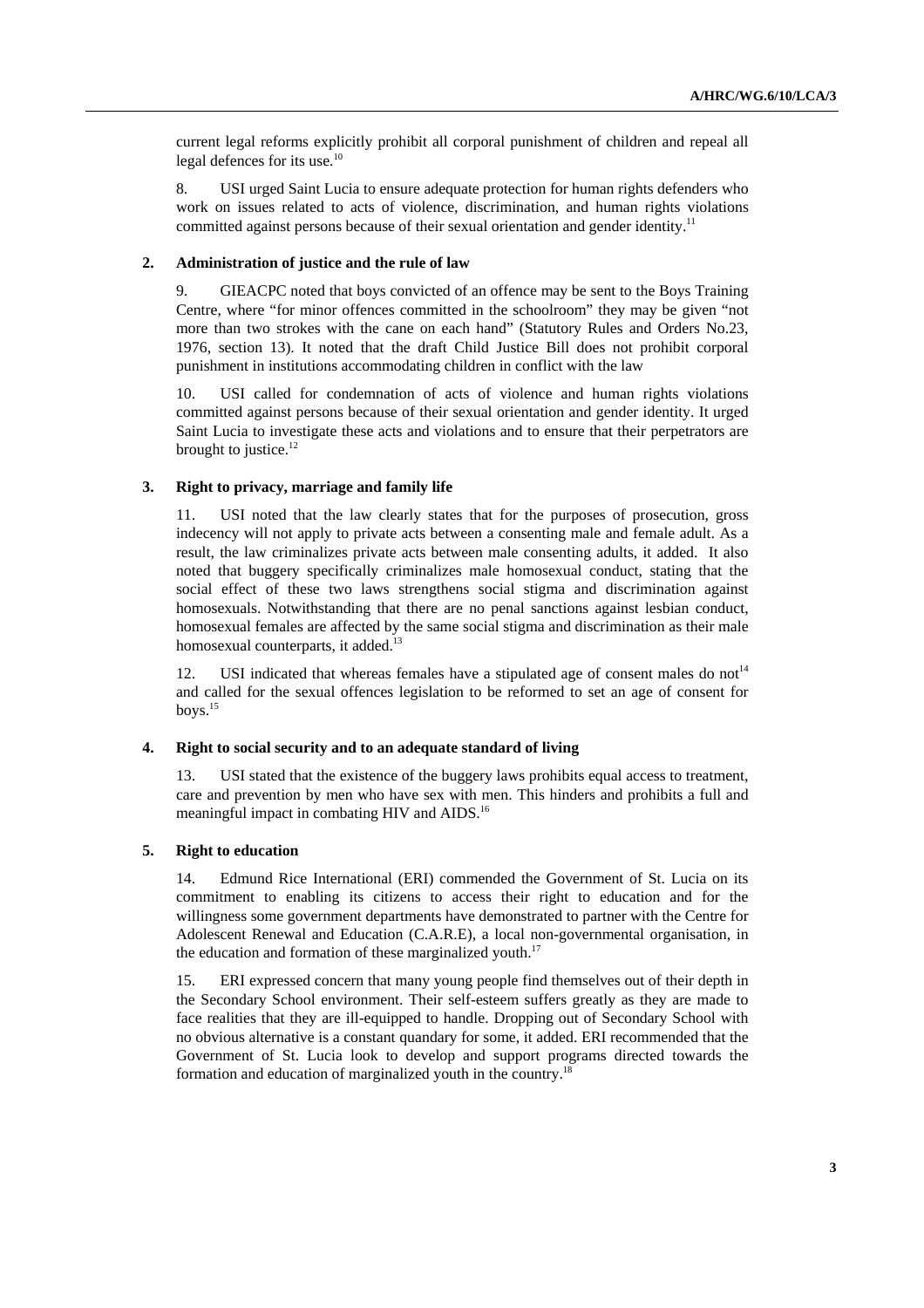current legal reforms explicitly prohibit all corporal punishment of children and repeal all legal defences for its use.[10]

8. USI urged Saint Lucia to ensure adequate protection for human rights defenders who work on issues related to acts of violence, discrimination, and human rights violations committed against persons because of their sexual orientation and gender identity.[11]

### 2. Administration of justice and the rule of law

9. GIEACPC noted that boys convicted of an offence may be sent to the Boys Training Centre, where "for minor offences committed in the schoolroom" they may be given "not more than two strokes with the cane on each hand" (Statutory Rules and Orders No.23, 1976, section 13). It noted that the draft Child Justice Bill does not prohibit corporal punishment in institutions accommodating children in conflict with the law

10. USI called for condemnation of acts of violence and human rights violations committed against persons because of their sexual orientation and gender identity. It urged Saint Lucia to investigate these acts and violations and to ensure that their perpetrators are brought to justice.[12]

### 3. Right to privacy, marriage and family life

11. USI noted that the law clearly states that for the purposes of prosecution, gross indecency will not apply to private acts between a consenting male and female adult. As a result, the law criminalizes private acts between male consenting adults, it added. It also noted that buggery specifically criminalizes male homosexual conduct, stating that the social effect of these two laws strengthens social stigma and discrimination against homosexuals. Notwithstanding that there are no penal sanctions against lesbian conduct, homosexual females are affected by the same social stigma and discrimination as their male homosexual counterparts, it added.[13]

12. USI indicated that whereas females have a stipulated age of consent males do not[14] and called for the sexual offences legislation to be reformed to set an age of consent for boys.[15]

### 4. Right to social security and to an adequate standard of living

13. USI stated that the existence of the buggery laws prohibits equal access to treatment, care and prevention by men who have sex with men. This hinders and prohibits a full and meaningful impact in combating HIV and AIDS.[16]

### 5. Right to education

14. Edmund Rice International (ERI) commended the Government of St. Lucia on its commitment to enabling its citizens to access their right to education and for the willingness some government departments have demonstrated to partner with the Centre for Adolescent Renewal and Education (C.A.R.E), a local non-governmental organisation, in the education and formation of these marginalized youth.[17]

15. ERI expressed concern that many young people find themselves out of their depth in the Secondary School environment. Their self-esteem suffers greatly as they are made to face realities that they are ill-equipped to handle. Dropping out of Secondary School with no obvious alternative is a constant quandary for some, it added. ERI recommended that the Government of St. Lucia look to develop and support programs directed towards the formation and education of marginalized youth in the country.[18]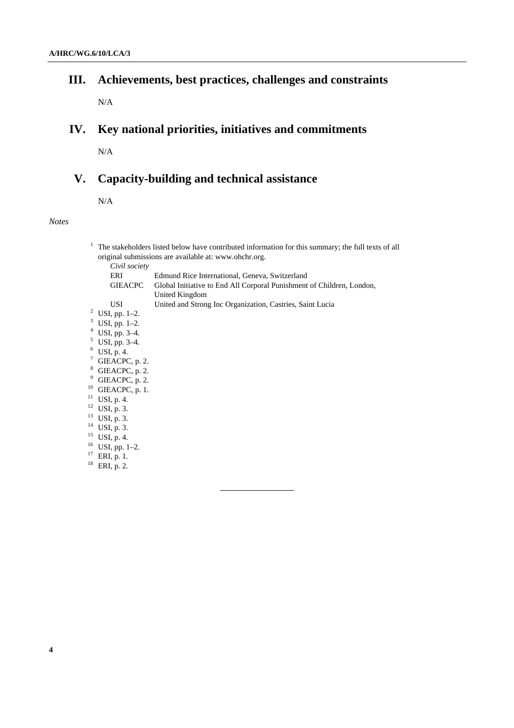## III. Achievements, best practices, challenges and constraints

N/A

## IV. Key national priorities, initiatives and commitments

N/A

## V. Capacity-building and technical assistance

N/A

*Notes*

[1] The stakeholders listed below have contributed information for this summary; the full texts of all original submissions are available at: www.ohchr.org.

*Civil society*

| | |
|---|---|
| ERI | Edmund Rice International, Geneva, Switzerland |
| GIEACPC | Global Initiative to End All Corporal Punishment of Children, London, United Kingdom |
| USI | United and Strong Inc Organization, Castries, Saint Lucia |

[2] USI, pp. 1–2.
[3] USI, pp. 1–2.
[4] USI, pp. 3–4.
[5] USI, pp. 3–4.
[6] USI, p. 4.
[7] GIEACPC, p. 2.
[8] GIEACPC, p. 2.
[9] GIEACPC, p. 2.
[10] GIEACPC, p. 1.
[11] USI, p. 4.
[12] USI, p. 3.
[13] USI, p. 3.
[14] USI, p. 3.
[15] USI, p. 4.
[16] USI, pp. 1–2.
[17] ERI, p. 1.
[18] ERI, p. 2.